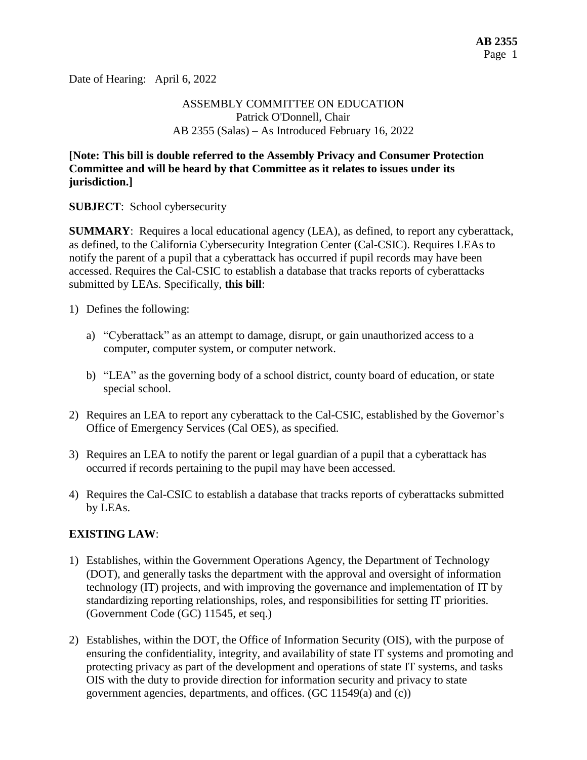Date of Hearing: April 6, 2022

ASSEMBLY COMMITTEE ON EDUCATION
Patrick O'Donnell, Chair
AB 2355 (Salas) – As Introduced February 16, 2022

**[Note: This bill is double referred to the Assembly Privacy and Consumer Protection Committee and will be heard by that Committee as it relates to issues under its jurisdiction.]**

**SUBJECT**: School cybersecurity

**SUMMARY**: Requires a local educational agency (LEA), as defined, to report any cyberattack, as defined, to the California Cybersecurity Integration Center (Cal-CSIC). Requires LEAs to notify the parent of a pupil that a cyberattack has occurred if pupil records may have been accessed. Requires the Cal-CSIC to establish a database that tracks reports of cyberattacks submitted by LEAs. Specifically, **this bill**:

1) Defines the following:

   a) "Cyberattack" as an attempt to damage, disrupt, or gain unauthorized access to a computer, computer system, or computer network.

   b) "LEA" as the governing body of a school district, county board of education, or state special school.

2) Requires an LEA to report any cyberattack to the Cal-CSIC, established by the Governor's Office of Emergency Services (Cal OES), as specified.

3) Requires an LEA to notify the parent or legal guardian of a pupil that a cyberattack has occurred if records pertaining to the pupil may have been accessed.

4) Requires the Cal-CSIC to establish a database that tracks reports of cyberattacks submitted by LEAs.

**EXISTING LAW**:

1) Establishes, within the Government Operations Agency, the Department of Technology (DOT), and generally tasks the department with the approval and oversight of information technology (IT) projects, and with improving the governance and implementation of IT by standardizing reporting relationships, roles, and responsibilities for setting IT priorities. (Government Code (GC) 11545, et seq.)

2) Establishes, within the DOT, the Office of Information Security (OIS), with the purpose of ensuring the confidentiality, integrity, and availability of state IT systems and promoting and protecting privacy as part of the development and operations of state IT systems, and tasks OIS with the duty to provide direction for information security and privacy to state government agencies, departments, and offices. (GC 11549(a) and (c))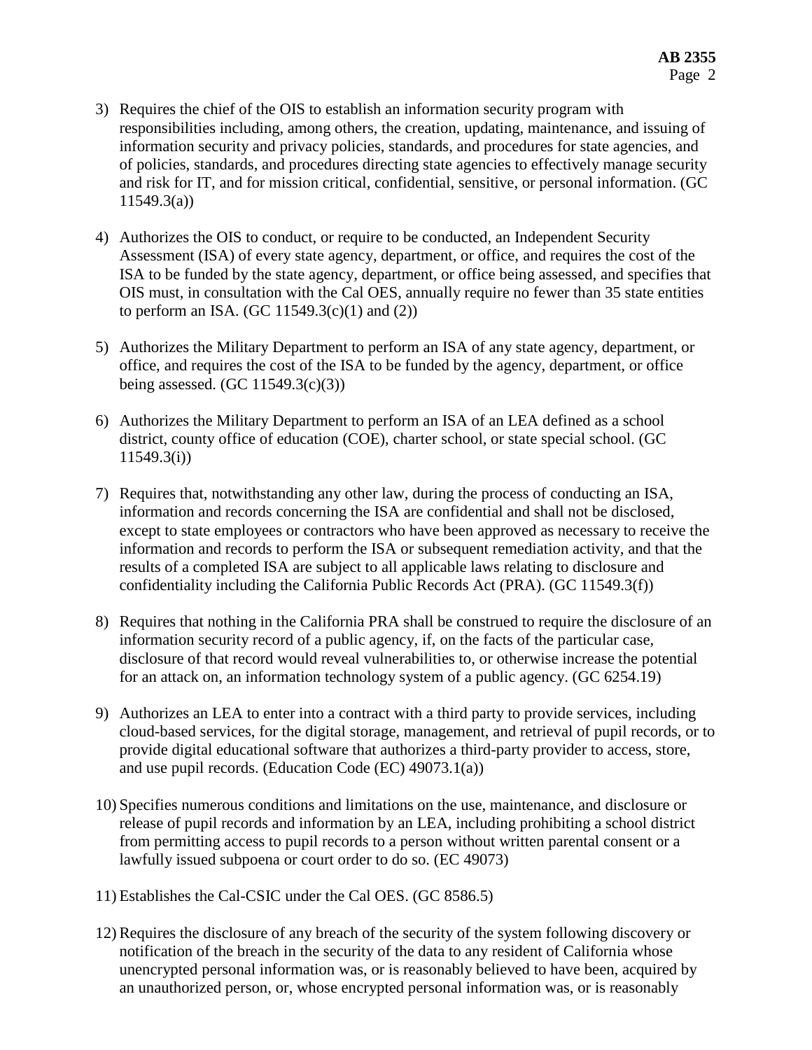3) Requires the chief of the OIS to establish an information security program with responsibilities including, among others, the creation, updating, maintenance, and issuing of information security and privacy policies, standards, and procedures for state agencies, and of policies, standards, and procedures directing state agencies to effectively manage security and risk for IT, and for mission critical, confidential, sensitive, or personal information. (GC 11549.3(a))

4) Authorizes the OIS to conduct, or require to be conducted, an Independent Security Assessment (ISA) of every state agency, department, or office, and requires the cost of the ISA to be funded by the state agency, department, or office being assessed, and specifies that OIS must, in consultation with the Cal OES, annually require no fewer than 35 state entities to perform an ISA. (GC 11549.3(c)(1) and (2))

5) Authorizes the Military Department to perform an ISA of any state agency, department, or office, and requires the cost of the ISA to be funded by the agency, department, or office being assessed. (GC 11549.3(c)(3))

6) Authorizes the Military Department to perform an ISA of an LEA defined as a school district, county office of education (COE), charter school, or state special school. (GC 11549.3(i))

7) Requires that, notwithstanding any other law, during the process of conducting an ISA, information and records concerning the ISA are confidential and shall not be disclosed, except to state employees or contractors who have been approved as necessary to receive the information and records to perform the ISA or subsequent remediation activity, and that the results of a completed ISA are subject to all applicable laws relating to disclosure and confidentiality including the California Public Records Act (PRA). (GC 11549.3(f))

8) Requires that nothing in the California PRA shall be construed to require the disclosure of an information security record of a public agency, if, on the facts of the particular case, disclosure of that record would reveal vulnerabilities to, or otherwise increase the potential for an attack on, an information technology system of a public agency. (GC 6254.19)

9) Authorizes an LEA to enter into a contract with a third party to provide services, including cloud-based services, for the digital storage, management, and retrieval of pupil records, or to provide digital educational software that authorizes a third-party provider to access, store, and use pupil records. (Education Code (EC) 49073.1(a))

10) Specifies numerous conditions and limitations on the use, maintenance, and disclosure or release of pupil records and information by an LEA, including prohibiting a school district from permitting access to pupil records to a person without written parental consent or a lawfully issued subpoena or court order to do so. (EC 49073)

11) Establishes the Cal-CSIC under the Cal OES. (GC 8586.5)

12) Requires the disclosure of any breach of the security of the system following discovery or notification of the breach in the security of the data to any resident of California whose unencrypted personal information was, or is reasonably believed to have been, acquired by an unauthorized person, or, whose encrypted personal information was, or is reasonably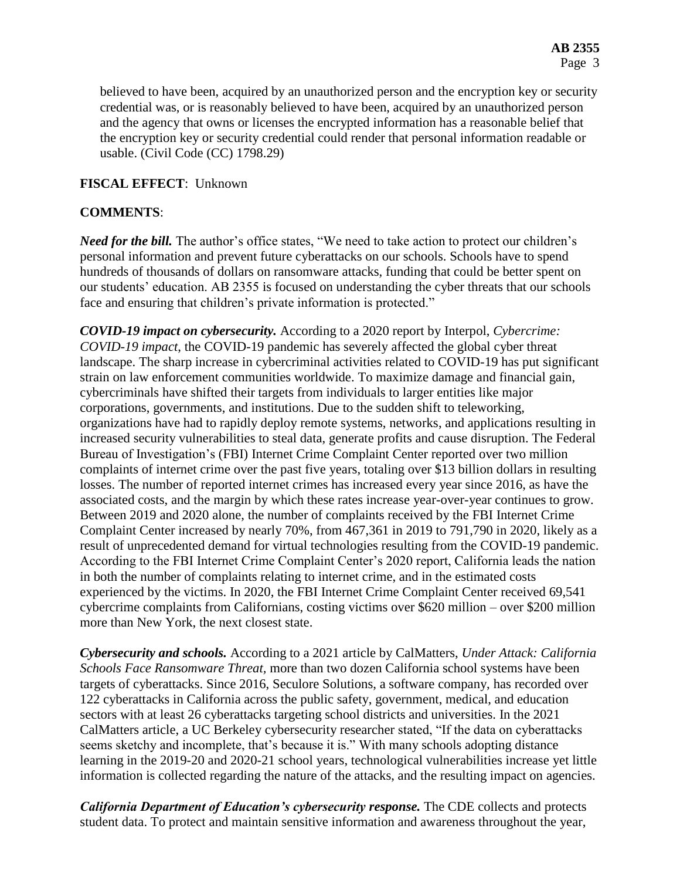believed to have been, acquired by an unauthorized person and the encryption key or security credential was, or is reasonably believed to have been, acquired by an unauthorized person and the agency that owns or licenses the encrypted information has a reasonable belief that the encryption key or security credential could render that personal information readable or usable. (Civil Code (CC) 1798.29)

**FISCAL EFFECT**: Unknown

**COMMENTS**:

***Need for the bill.*** The author's office states, "We need to take action to protect our children's personal information and prevent future cyberattacks on our schools. Schools have to spend hundreds of thousands of dollars on ransomware attacks, funding that could be better spent on our students' education. AB 2355 is focused on understanding the cyber threats that our schools face and ensuring that children's private information is protected."

***COVID-19 impact on cybersecurity.*** According to a 2020 report by Interpol, *Cybercrime: COVID-19 impact*, the COVID-19 pandemic has severely affected the global cyber threat landscape. The sharp increase in cybercriminal activities related to COVID-19 has put significant strain on law enforcement communities worldwide. To maximize damage and financial gain, cybercriminals have shifted their targets from individuals to larger entities like major corporations, governments, and institutions. Due to the sudden shift to teleworking, organizations have had to rapidly deploy remote systems, networks, and applications resulting in increased security vulnerabilities to steal data, generate profits and cause disruption. The Federal Bureau of Investigation's (FBI) Internet Crime Complaint Center reported over two million complaints of internet crime over the past five years, totaling over $13 billion dollars in resulting losses. The number of reported internet crimes has increased every year since 2016, as have the associated costs, and the margin by which these rates increase year-over-year continues to grow. Between 2019 and 2020 alone, the number of complaints received by the FBI Internet Crime Complaint Center increased by nearly 70%, from 467,361 in 2019 to 791,790 in 2020, likely as a result of unprecedented demand for virtual technologies resulting from the COVID-19 pandemic. According to the FBI Internet Crime Complaint Center's 2020 report, California leads the nation in both the number of complaints relating to internet crime, and in the estimated costs experienced by the victims. In 2020, the FBI Internet Crime Complaint Center received 69,541 cybercrime complaints from Californians, costing victims over $620 million – over $200 million more than New York, the next closest state.

***Cybersecurity and schools.*** According to a 2021 article by CalMatters, *Under Attack: California Schools Face Ransomware Threat*, more than two dozen California school systems have been targets of cyberattacks. Since 2016, Seculore Solutions, a software company, has recorded over 122 cyberattacks in California across the public safety, government, medical, and education sectors with at least 26 cyberattacks targeting school districts and universities. In the 2021 CalMatters article, a UC Berkeley cybersecurity researcher stated, "If the data on cyberattacks seems sketchy and incomplete, that's because it is." With many schools adopting distance learning in the 2019-20 and 2020-21 school years, technological vulnerabilities increase yet little information is collected regarding the nature of the attacks, and the resulting impact on agencies.

***California Department of Education's cybersecurity response.*** The CDE collects and protects student data. To protect and maintain sensitive information and awareness throughout the year,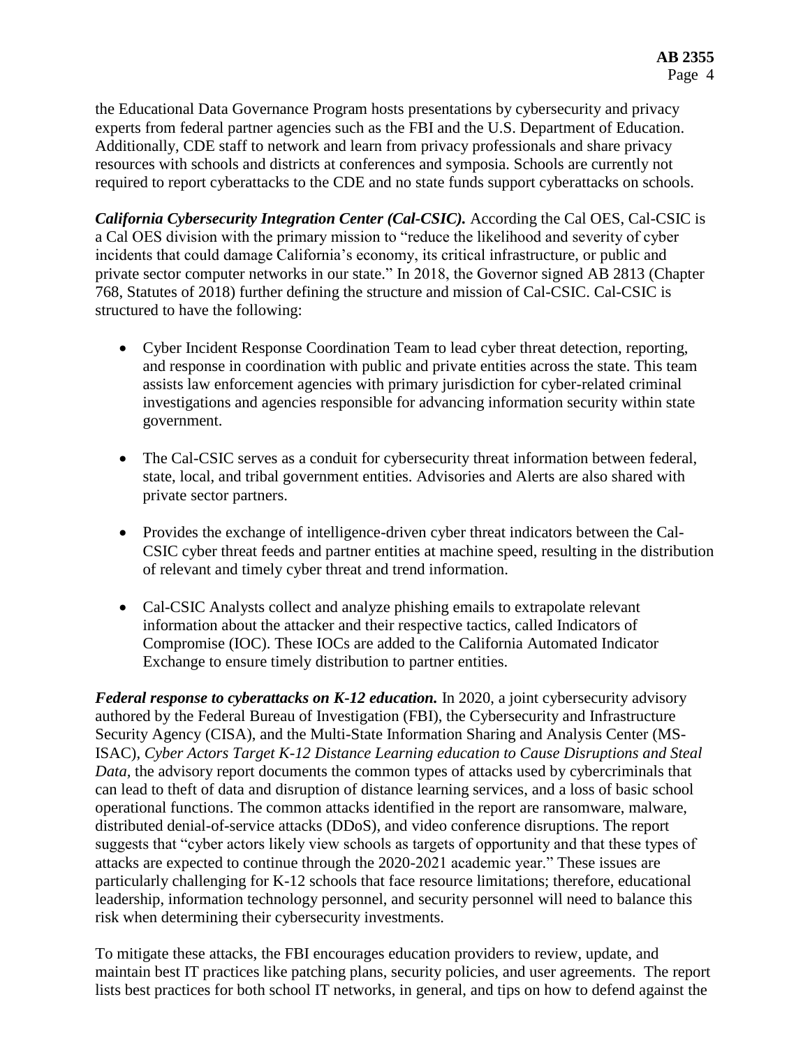the Educational Data Governance Program hosts presentations by cybersecurity and privacy experts from federal partner agencies such as the FBI and the U.S. Department of Education. Additionally, CDE staff to network and learn from privacy professionals and share privacy resources with schools and districts at conferences and symposia. Schools are currently not required to report cyberattacks to the CDE and no state funds support cyberattacks on schools.

***California Cybersecurity Integration Center (Cal-CSIC).*** According the Cal OES, Cal-CSIC is a Cal OES division with the primary mission to "reduce the likelihood and severity of cyber incidents that could damage California's economy, its critical infrastructure, or public and private sector computer networks in our state." In 2018, the Governor signed AB 2813 (Chapter 768, Statutes of 2018) further defining the structure and mission of Cal-CSIC. Cal-CSIC is structured to have the following:

- Cyber Incident Response Coordination Team to lead cyber threat detection, reporting, and response in coordination with public and private entities across the state. This team assists law enforcement agencies with primary jurisdiction for cyber-related criminal investigations and agencies responsible for advancing information security within state government.

- The Cal-CSIC serves as a conduit for cybersecurity threat information between federal, state, local, and tribal government entities. Advisories and Alerts are also shared with private sector partners.

- Provides the exchange of intelligence-driven cyber threat indicators between the Cal-CSIC cyber threat feeds and partner entities at machine speed, resulting in the distribution of relevant and timely cyber threat and trend information.

- Cal-CSIC Analysts collect and analyze phishing emails to extrapolate relevant information about the attacker and their respective tactics, called Indicators of Compromise (IOC). These IOCs are added to the California Automated Indicator Exchange to ensure timely distribution to partner entities.

***Federal response to cyberattacks on K-12 education.*** In 2020, a joint cybersecurity advisory authored by the Federal Bureau of Investigation (FBI), the Cybersecurity and Infrastructure Security Agency (CISA), and the Multi-State Information Sharing and Analysis Center (MS-ISAC), *Cyber Actors Target K-12 Distance Learning education to Cause Disruptions and Steal Data*, the advisory report documents the common types of attacks used by cybercriminals that can lead to theft of data and disruption of distance learning services, and a loss of basic school operational functions. The common attacks identified in the report are ransomware, malware, distributed denial-of-service attacks (DDoS), and video conference disruptions. The report suggests that "cyber actors likely view schools as targets of opportunity and that these types of attacks are expected to continue through the 2020-2021 academic year." These issues are particularly challenging for K-12 schools that face resource limitations; therefore, educational leadership, information technology personnel, and security personnel will need to balance this risk when determining their cybersecurity investments.

To mitigate these attacks, the FBI encourages education providers to review, update, and maintain best IT practices like patching plans, security policies, and user agreements. The report lists best practices for both school IT networks, in general, and tips on how to defend against the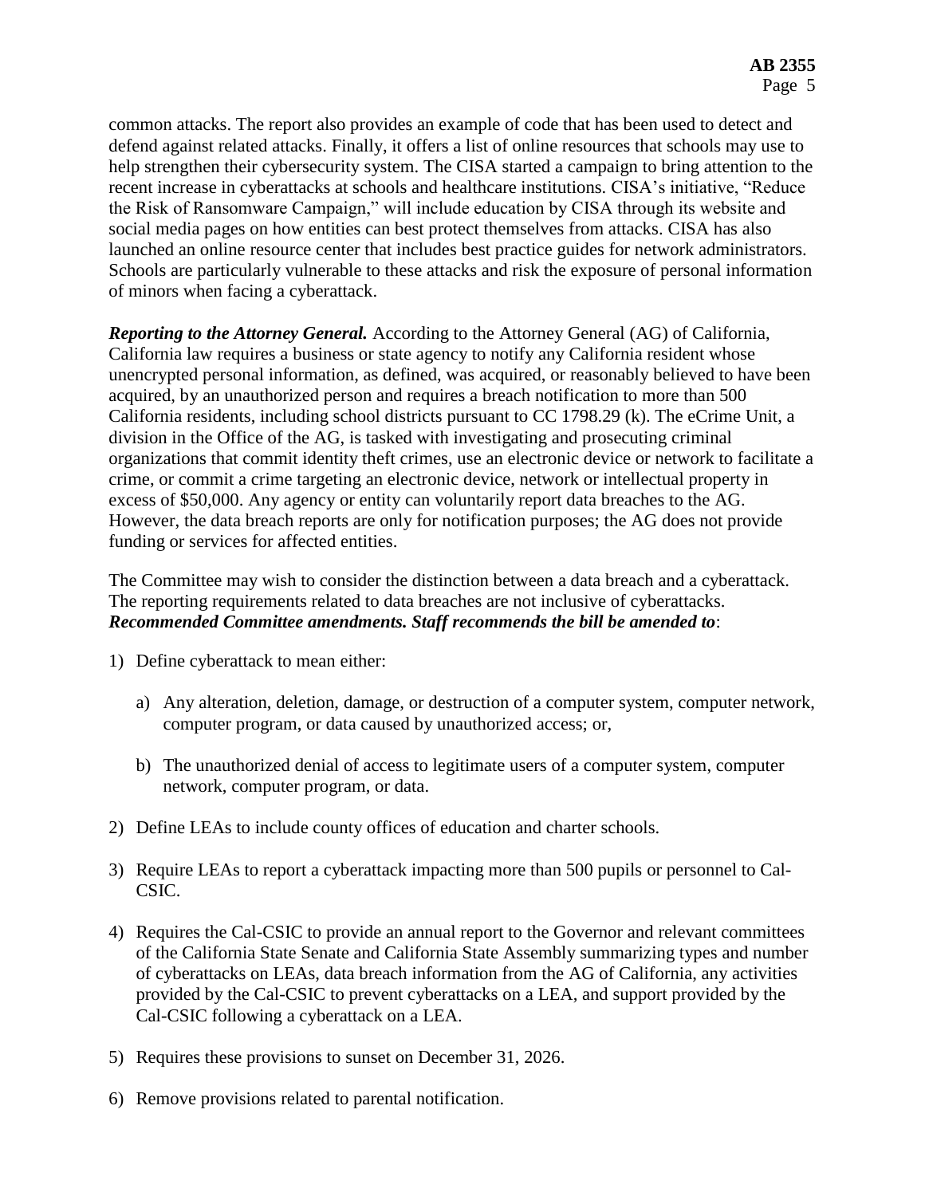common attacks. The report also provides an example of code that has been used to detect and defend against related attacks. Finally, it offers a list of online resources that schools may use to help strengthen their cybersecurity system. The CISA started a campaign to bring attention to the recent increase in cyberattacks at schools and healthcare institutions. CISA's initiative, "Reduce the Risk of Ransomware Campaign," will include education by CISA through its website and social media pages on how entities can best protect themselves from attacks. CISA has also launched an online resource center that includes best practice guides for network administrators. Schools are particularly vulnerable to these attacks and risk the exposure of personal information of minors when facing a cyberattack.

***Reporting to the Attorney General.*** According to the Attorney General (AG) of California, California law requires a business or state agency to notify any California resident whose unencrypted personal information, as defined, was acquired, or reasonably believed to have been acquired, by an unauthorized person and requires a breach notification to more than 500 California residents, including school districts pursuant to CC 1798.29 (k). The eCrime Unit, a division in the Office of the AG, is tasked with investigating and prosecuting criminal organizations that commit identity theft crimes, use an electronic device or network to facilitate a crime, or commit a crime targeting an electronic device, network or intellectual property in excess of $50,000. Any agency or entity can voluntarily report data breaches to the AG. However, the data breach reports are only for notification purposes; the AG does not provide funding or services for affected entities.

The Committee may wish to consider the distinction between a data breach and a cyberattack. The reporting requirements related to data breaches are not inclusive of cyberattacks.
***Recommended Committee amendments. Staff recommends the bill be amended to***:

1) Define cyberattack to mean either:

    a) Any alteration, deletion, damage, or destruction of a computer system, computer network, computer program, or data caused by unauthorized access; or,

    b) The unauthorized denial of access to legitimate users of a computer system, computer network, computer program, or data.

2) Define LEAs to include county offices of education and charter schools.

3) Require LEAs to report a cyberattack impacting more than 500 pupils or personnel to Cal-CSIC.

4) Requires the Cal-CSIC to provide an annual report to the Governor and relevant committees of the California State Senate and California State Assembly summarizing types and number of cyberattacks on LEAs, data breach information from the AG of California, any activities provided by the Cal-CSIC to prevent cyberattacks on a LEA, and support provided by the Cal-CSIC following a cyberattack on a LEA.

5) Requires these provisions to sunset on December 31, 2026.

6) Remove provisions related to parental notification.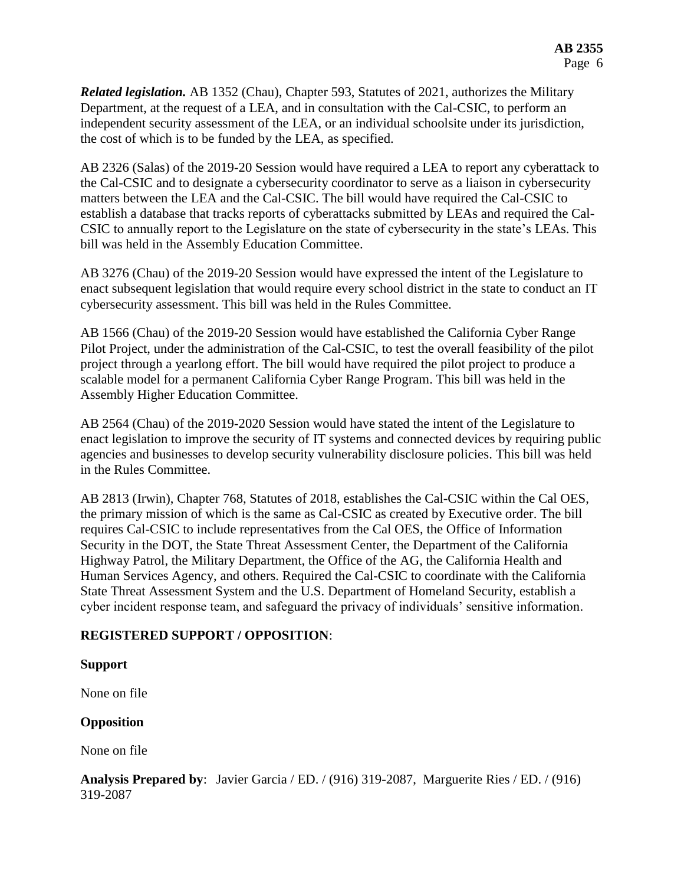***Related legislation.*** AB 1352 (Chau), Chapter 593, Statutes of 2021, authorizes the Military Department, at the request of a LEA, and in consultation with the Cal-CSIC, to perform an independent security assessment of the LEA, or an individual schoolsite under its jurisdiction, the cost of which is to be funded by the LEA, as specified.

AB 2326 (Salas) of the 2019-20 Session would have required a LEA to report any cyberattack to the Cal-CSIC and to designate a cybersecurity coordinator to serve as a liaison in cybersecurity matters between the LEA and the Cal-CSIC. The bill would have required the Cal-CSIC to establish a database that tracks reports of cyberattacks submitted by LEAs and required the Cal-CSIC to annually report to the Legislature on the state of cybersecurity in the state's LEAs. This bill was held in the Assembly Education Committee.

AB 3276 (Chau) of the 2019-20 Session would have expressed the intent of the Legislature to enact subsequent legislation that would require every school district in the state to conduct an IT cybersecurity assessment. This bill was held in the Rules Committee.

AB 1566 (Chau) of the 2019-20 Session would have established the California Cyber Range Pilot Project, under the administration of the Cal-CSIC, to test the overall feasibility of the pilot project through a yearlong effort. The bill would have required the pilot project to produce a scalable model for a permanent California Cyber Range Program. This bill was held in the Assembly Higher Education Committee.

AB 2564 (Chau) of the 2019-2020 Session would have stated the intent of the Legislature to enact legislation to improve the security of IT systems and connected devices by requiring public agencies and businesses to develop security vulnerability disclosure policies. This bill was held in the Rules Committee.

AB 2813 (Irwin), Chapter 768, Statutes of 2018, establishes the Cal-CSIC within the Cal OES, the primary mission of which is the same as Cal-CSIC as created by Executive order. The bill requires Cal-CSIC to include representatives from the Cal OES, the Office of Information Security in the DOT, the State Threat Assessment Center, the Department of the California Highway Patrol, the Military Department, the Office of the AG, the California Health and Human Services Agency, and others. Required the Cal-CSIC to coordinate with the California State Threat Assessment System and the U.S. Department of Homeland Security, establish a cyber incident response team, and safeguard the privacy of individuals' sensitive information.

## REGISTERED SUPPORT / OPPOSITION:

**Support**

None on file

**Opposition**

None on file

**Analysis Prepared by**: Javier Garcia / ED. / (916) 319-2087, Marguerite Ries / ED. / (916) 319-2087